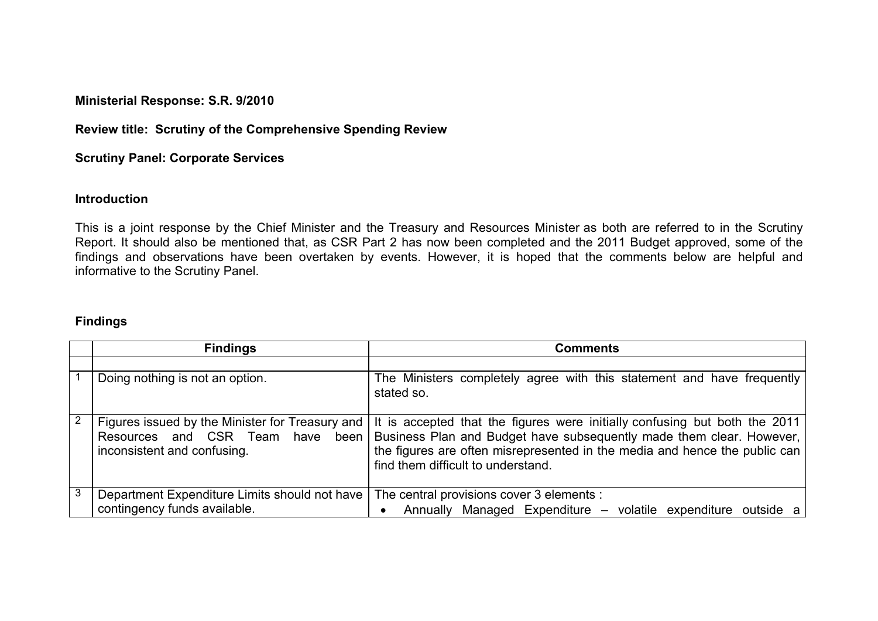**Ministerial Response: S.R. 9/2010**

**Review title: Scrutiny of the Comprehensive Spending Review**

**Scrutiny Panel: Corporate Services**

## Introduction

This is a joint response by the Chief Minister and the Treasury and Resources Minister as both are referred to in the Scrutiny Report. It should also be mentioned that, as CSR Part 2 has now been completed and the 2011 Budget approved, some of the findings and observations have been overtaken by events. However, it is hoped that the comments below are helpful and informative to the Scrutiny Panel.

## Findings

| | Findings | Comments |
|---|---|---|
| | | |
| 1 | Doing nothing is not an option. | The Ministers completely agree with this statement and have frequently stated so. |
| 2 | Figures issued by the Minister for Treasury and Resources and CSR Team have been inconsistent and confusing. | It is accepted that the figures were initially confusing but both the 2011 Business Plan and Budget have subsequently made them clear. However, the figures are often misrepresented in the media and hence the public can find them difficult to understand. |
| 3 | Department Expenditure Limits should not have contingency funds available. | The central provisions cover 3 elements :<br>• Annually Managed Expenditure – volatile expenditure outside a |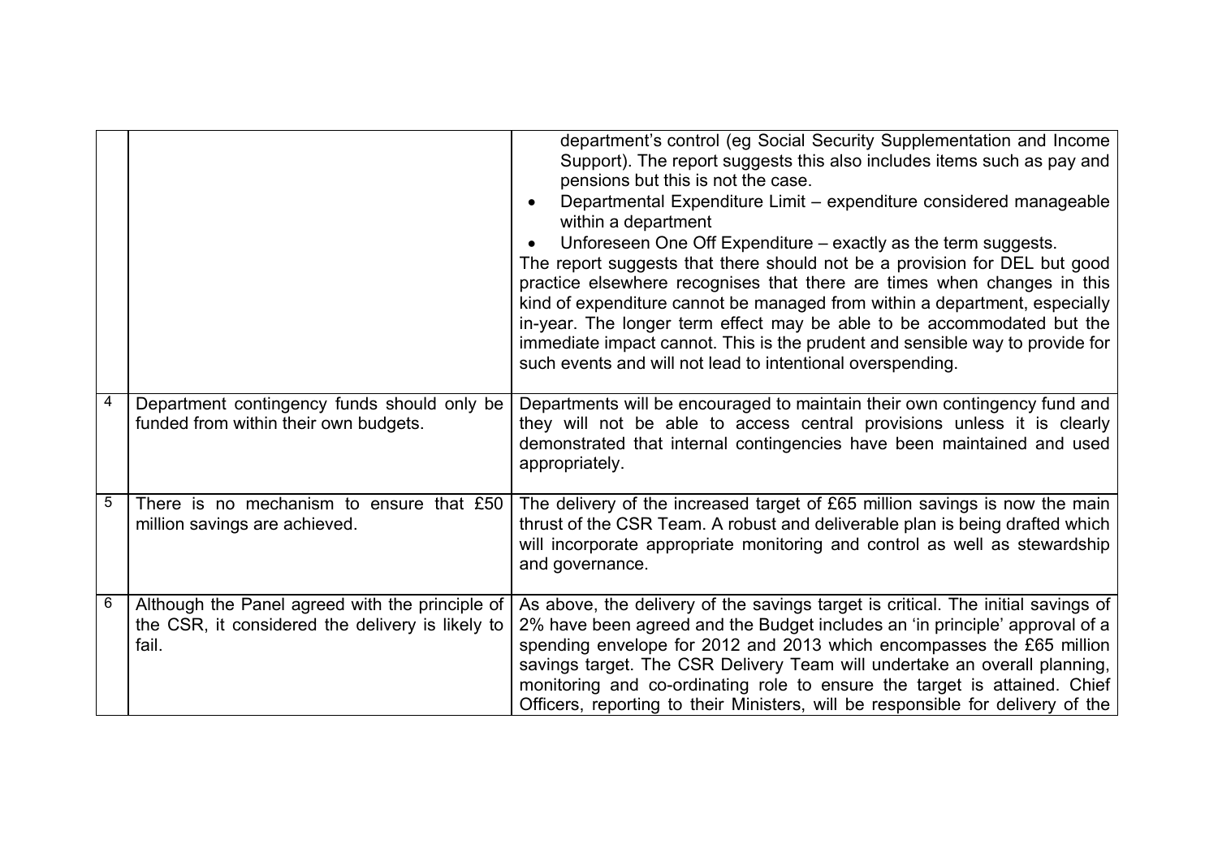| | | |
|---|---|---|
| | | department's control (eg Social Security Supplementation and Income Support). The report suggests this also includes items such as pay and pensions but this is not the case.<br>• Departmental Expenditure Limit – expenditure considered manageable within a department<br>• Unforeseen One Off Expenditure – exactly as the term suggests.<br>The report suggests that there should not be a provision for DEL but good practice elsewhere recognises that there are times when changes in this kind of expenditure cannot be managed from within a department, especially in-year. The longer term effect may be able to be accommodated but the immediate impact cannot. This is the prudent and sensible way to provide for such events and will not lead to intentional overspending. |
| 4 | Department contingency funds should only be funded from within their own budgets. | Departments will be encouraged to maintain their own contingency fund and they will not be able to access central provisions unless it is clearly demonstrated that internal contingencies have been maintained and used appropriately. |
| 5 | There is no mechanism to ensure that £50 million savings are achieved. | The delivery of the increased target of £65 million savings is now the main thrust of the CSR Team. A robust and deliverable plan is being drafted which will incorporate appropriate monitoring and control as well as stewardship and governance. |
| 6 | Although the Panel agreed with the principle of the CSR, it considered the delivery is likely to fail. | As above, the delivery of the savings target is critical. The initial savings of 2% have been agreed and the Budget includes an 'in principle' approval of a spending envelope for 2012 and 2013 which encompasses the £65 million savings target. The CSR Delivery Team will undertake an overall planning, monitoring and co-ordinating role to ensure the target is attained. Chief Officers, reporting to their Ministers, will be responsible for delivery of the |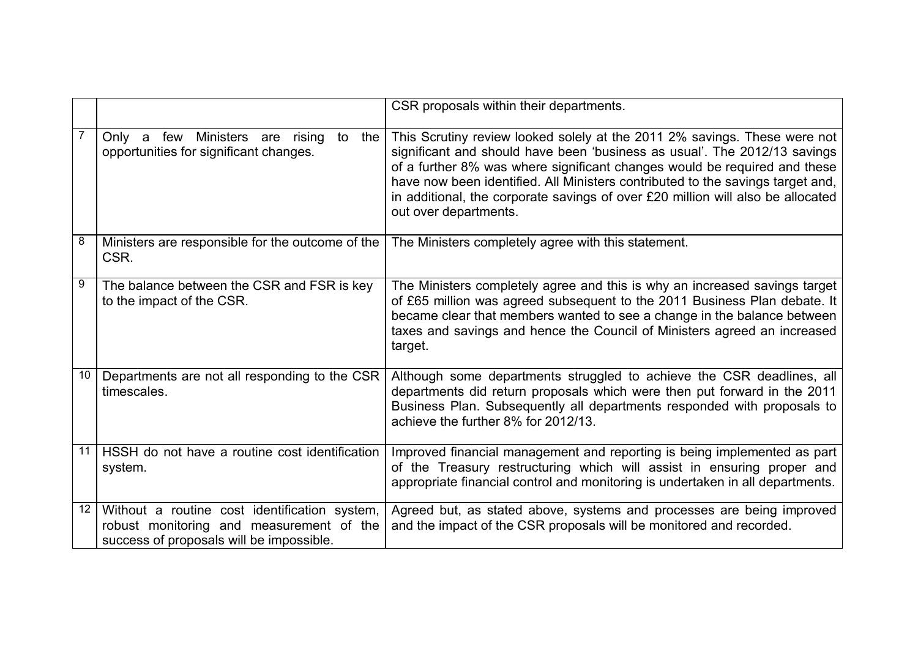| | | |
|---|---|---|
| | | CSR proposals within their departments. |
| 7 | Only a few Ministers are rising to the opportunities for significant changes. | This Scrutiny review looked solely at the 2011 2% savings. These were not significant and should have been 'business as usual'. The 2012/13 savings of a further 8% was where significant changes would be required and these have now been identified. All Ministers contributed to the savings target and, in additional, the corporate savings of over £20 million will also be allocated out over departments. |
| 8 | Ministers are responsible for the outcome of the CSR. | The Ministers completely agree with this statement. |
| 9 | The balance between the CSR and FSR is key to the impact of the CSR. | The Ministers completely agree and this is why an increased savings target of £65 million was agreed subsequent to the 2011 Business Plan debate. It became clear that members wanted to see a change in the balance between taxes and savings and hence the Council of Ministers agreed an increased target. |
| 10 | Departments are not all responding to the CSR timescales. | Although some departments struggled to achieve the CSR deadlines, all departments did return proposals which were then put forward in the 2011 Business Plan. Subsequently all departments responded with proposals to achieve the further 8% for 2012/13. |
| 11 | HSSH do not have a routine cost identification system. | Improved financial management and reporting is being implemented as part of the Treasury restructuring which will assist in ensuring proper and appropriate financial control and monitoring is undertaken in all departments. |
| 12 | Without a routine cost identification system, robust monitoring and measurement of the success of proposals will be impossible. | Agreed but, as stated above, systems and processes are being improved and the impact of the CSR proposals will be monitored and recorded. |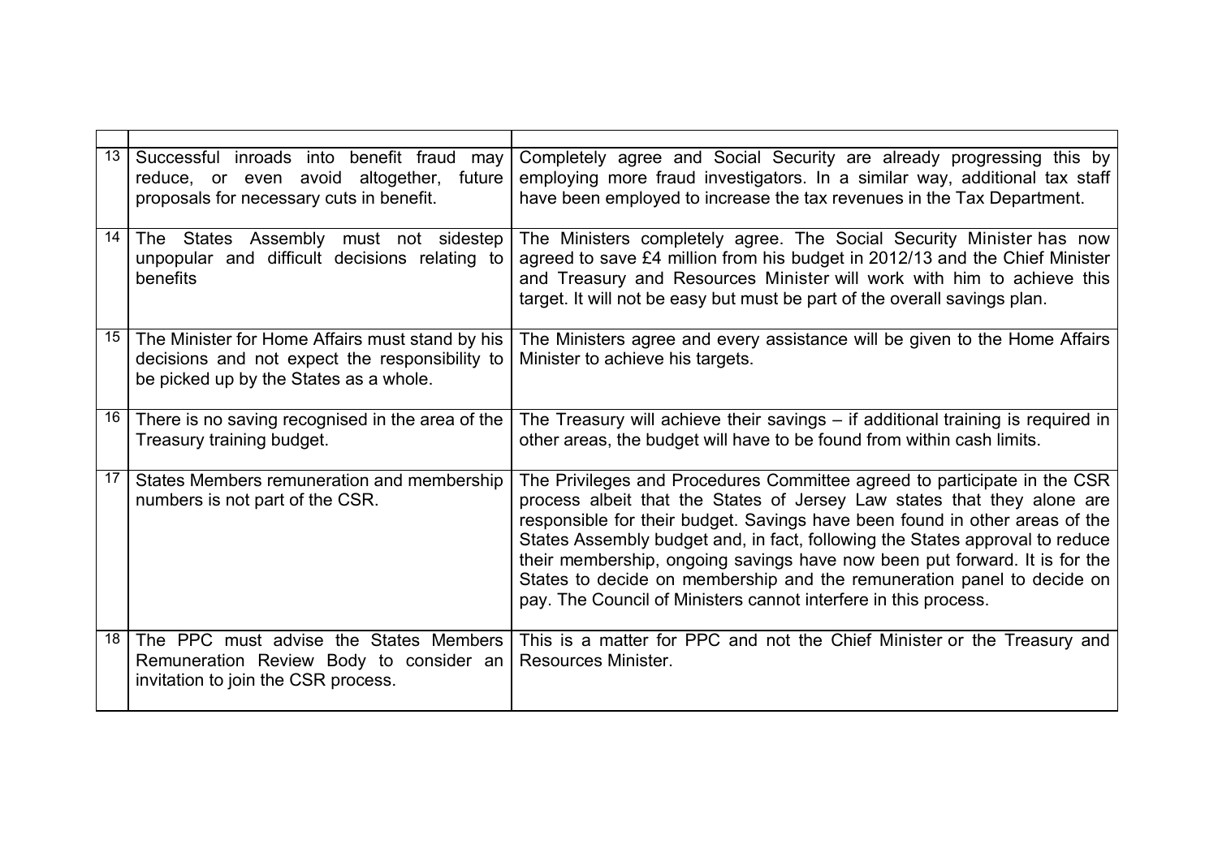| | | |
|---|---|---|
| 13 | Successful inroads into benefit fraud may reduce, or even avoid altogether, future proposals for necessary cuts in benefit. | Completely agree and Social Security are already progressing this by employing more fraud investigators. In a similar way, additional tax staff have been employed to increase the tax revenues in the Tax Department. |
| 14 | The States Assembly must not sidestep unpopular and difficult decisions relating to benefits | The Ministers completely agree. The Social Security Minister has now agreed to save £4 million from his budget in 2012/13 and the Chief Minister and Treasury and Resources Minister will work with him to achieve this target. It will not be easy but must be part of the overall savings plan. |
| 15 | The Minister for Home Affairs must stand by his decisions and not expect the responsibility to be picked up by the States as a whole. | The Ministers agree and every assistance will be given to the Home Affairs Minister to achieve his targets. |
| 16 | There is no saving recognised in the area of the Treasury training budget. | The Treasury will achieve their savings – if additional training is required in other areas, the budget will have to be found from within cash limits. |
| 17 | States Members remuneration and membership numbers is not part of the CSR. | The Privileges and Procedures Committee agreed to participate in the CSR process albeit that the States of Jersey Law states that they alone are responsible for their budget. Savings have been found in other areas of the States Assembly budget and, in fact, following the States approval to reduce their membership, ongoing savings have now been put forward. It is for the States to decide on membership and the remuneration panel to decide on pay. The Council of Ministers cannot interfere in this process. |
| 18 | The PPC must advise the States Members Remuneration Review Body to consider an invitation to join the CSR process. | This is a matter for PPC and not the Chief Minister or the Treasury and Resources Minister. |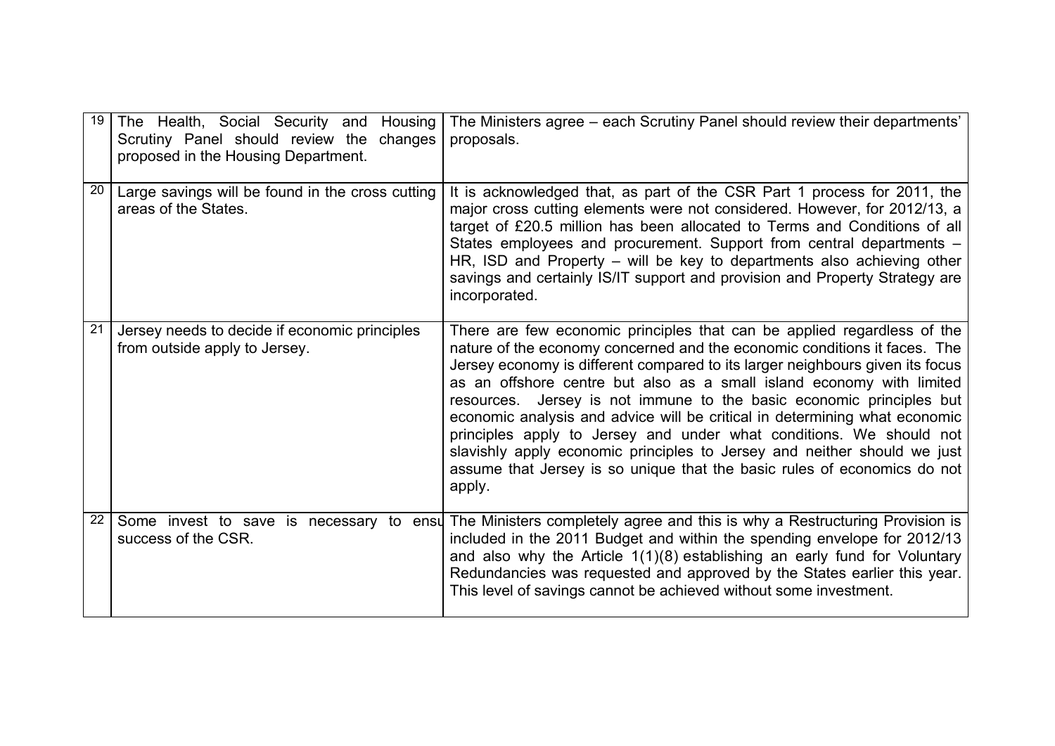| | | |
|---|---|---|
| 19 | The Health, Social Security and Housing Scrutiny Panel should review the changes proposed in the Housing Department. | The Ministers agree – each Scrutiny Panel should review their departments' proposals. |
| 20 | Large savings will be found in the cross cutting areas of the States. | It is acknowledged that, as part of the CSR Part 1 process for 2011, the major cross cutting elements were not considered. However, for 2012/13, a target of £20.5 million has been allocated to Terms and Conditions of all States employees and procurement. Support from central departments – HR, ISD and Property – will be key to departments also achieving other savings and certainly IS/IT support and provision and Property Strategy are incorporated. |
| 21 | Jersey needs to decide if economic principles from outside apply to Jersey. | There are few economic principles that can be applied regardless of the nature of the economy concerned and the economic conditions it faces. The Jersey economy is different compared to its larger neighbours given its focus as an offshore centre but also as a small island economy with limited resources. Jersey is not immune to the basic economic principles but economic analysis and advice will be critical in determining what economic principles apply to Jersey and under what conditions. We should not slavishly apply economic principles to Jersey and neither should we just assume that Jersey is so unique that the basic rules of economics do not apply. |
| 22 | Some invest to save is necessary to ensu success of the CSR. | The Ministers completely agree and this is why a Restructuring Provision is included in the 2011 Budget and within the spending envelope for 2012/13 and also why the Article 1(1)(8) establishing an early fund for Voluntary Redundancies was requested and approved by the States earlier this year. This level of savings cannot be achieved without some investment. |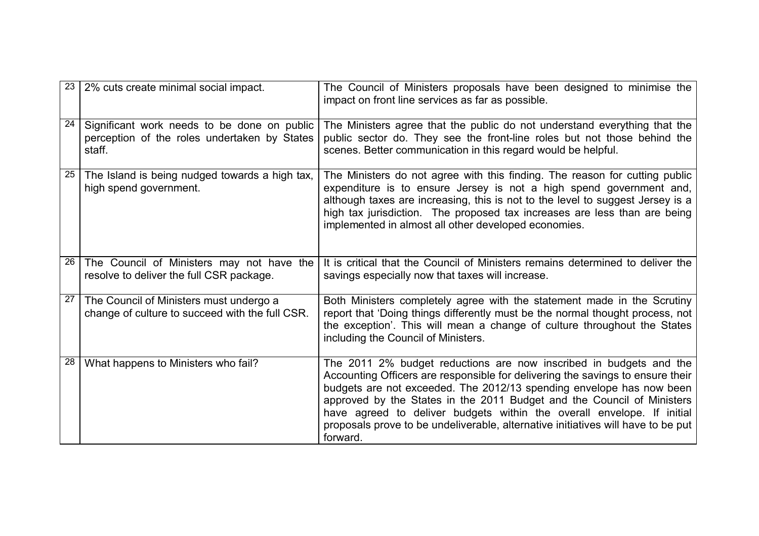| 23 | 2% cuts create minimal social impact. | The Council of Ministers proposals have been designed to minimise the impact on front line services as far as possible. |
|---|---|---|
| 24 | Significant work needs to be done on public perception of the roles undertaken by States staff. | The Ministers agree that the public do not understand everything that the public sector do. They see the front-line roles but not those behind the scenes. Better communication in this regard would be helpful. |
| 25 | The Island is being nudged towards a high tax, high spend government. | The Ministers do not agree with this finding. The reason for cutting public expenditure is to ensure Jersey is not a high spend government and, although taxes are increasing, this is not to the level to suggest Jersey is a high tax jurisdiction. The proposed tax increases are less than are being implemented in almost all other developed economies. |
| 26 | The Council of Ministers may not have the resolve to deliver the full CSR package. | It is critical that the Council of Ministers remains determined to deliver the savings especially now that taxes will increase. |
| 27 | The Council of Ministers must undergo a change of culture to succeed with the full CSR. | Both Ministers completely agree with the statement made in the Scrutiny report that 'Doing things differently must be the normal thought process, not the exception'. This will mean a change of culture throughout the States including the Council of Ministers. |
| 28 | What happens to Ministers who fail? | The 2011 2% budget reductions are now inscribed in budgets and the Accounting Officers are responsible for delivering the savings to ensure their budgets are not exceeded. The 2012/13 spending envelope has now been approved by the States in the 2011 Budget and the Council of Ministers have agreed to deliver budgets within the overall envelope. If initial proposals prove to be undeliverable, alternative initiatives will have to be put forward. |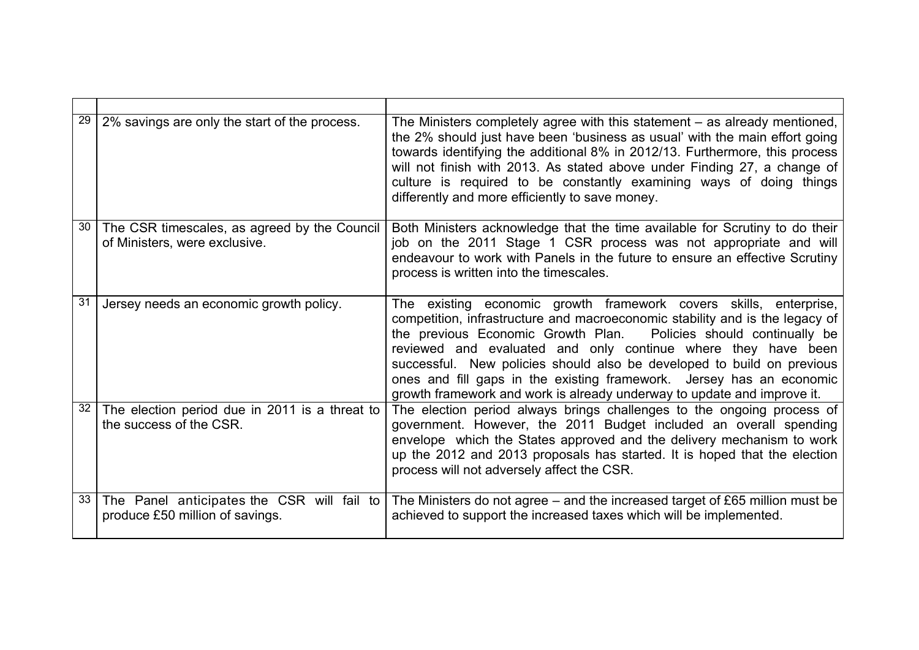| | | |
|---|---|---|
| 29 | 2% savings are only the start of the process. | The Ministers completely agree with this statement – as already mentioned, the 2% should just have been 'business as usual' with the main effort going towards identifying the additional 8% in 2012/13. Furthermore, this process will not finish with 2013. As stated above under Finding 27, a change of culture is required to be constantly examining ways of doing things differently and more efficiently to save money. |
| 30 | The CSR timescales, as agreed by the Council of Ministers, were exclusive. | Both Ministers acknowledge that the time available for Scrutiny to do their job on the 2011 Stage 1 CSR process was not appropriate and will endeavour to work with Panels in the future to ensure an effective Scrutiny process is written into the timescales. |
| 31 | Jersey needs an economic growth policy. | The existing economic growth framework covers skills, enterprise, competition, infrastructure and macroeconomic stability and is the legacy of the previous Economic Growth Plan. Policies should continually be reviewed and evaluated and only continue where they have been successful. New policies should also be developed to build on previous ones and fill gaps in the existing framework. Jersey has an economic growth framework and work is already underway to update and improve it. |
| 32 | The election period due in 2011 is a threat to the success of the CSR. | The election period always brings challenges to the ongoing process of government. However, the 2011 Budget included an overall spending envelope which the States approved and the delivery mechanism to work up the 2012 and 2013 proposals has started. It is hoped that the election process will not adversely affect the CSR. |
| 33 | The Panel anticipates the CSR will fail to produce £50 million of savings. | The Ministers do not agree – and the increased target of £65 million must be achieved to support the increased taxes which will be implemented. |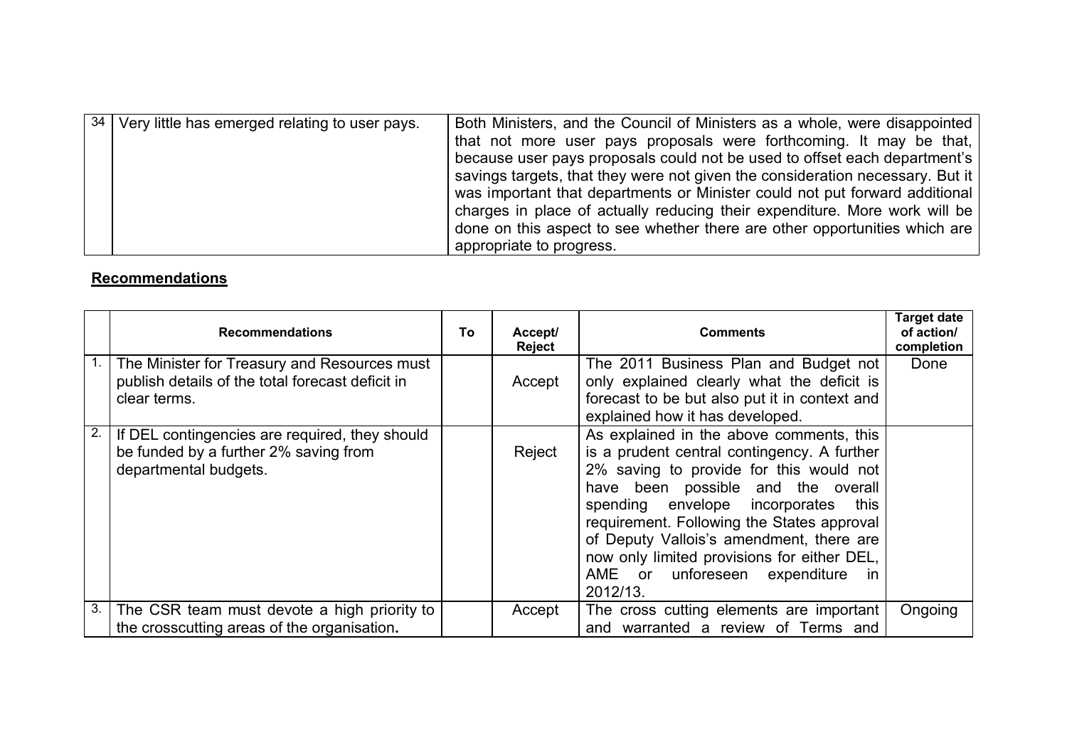| 34 | Very little has emerged relating to user pays. | Both Ministers, and the Council of Ministers as a whole, were disappointed that not more user pays proposals were forthcoming. It may be that, because user pays proposals could not be used to offset each department's savings targets, that they were not given the consideration necessary. But it was important that departments or Minister could not put forward additional charges in place of actually reducing their expenditure. More work will be done on this aspect to see whether there are other opportunities which are appropriate to progress. |
|---|---|---|

## **Recommendations**

| | Recommendations | To | Accept/ Reject | Comments | Target date of action/ completion |
|---|---|---|---|---|---|
| 1. | The Minister for Treasury and Resources must publish details of the total forecast deficit in clear terms. | | Accept | The 2011 Business Plan and Budget not only explained clearly what the deficit is forecast to be but also put it in context and explained how it has developed. | Done |
| 2. | If DEL contingencies are required, they should be funded by a further 2% saving from departmental budgets. | | Reject | As explained in the above comments, this is a prudent central contingency. A further 2% saving to provide for this would not have been possible and the overall spending envelope incorporates this requirement. Following the States approval of Deputy Vallois's amendment, there are now only limited provisions for either DEL, AME or unforeseen expenditure in 2012/13. | |
| 3. | The CSR team must devote a high priority to the crosscutting areas of the organisation. | | Accept | The cross cutting elements are important and warranted a review of Terms and | Ongoing |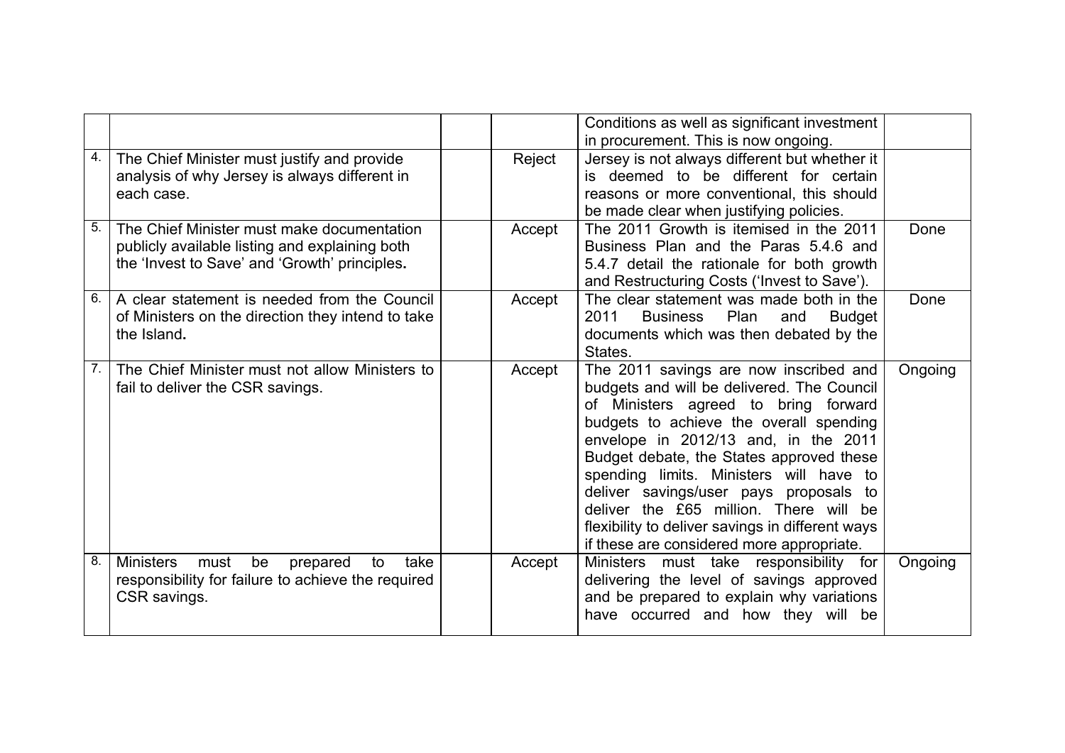| | | | | | |
|---|---|---|---|---|---|
| | | | | Conditions as well as significant investment in procurement. This is now ongoing. | |
| 4. | The Chief Minister must justify and provide analysis of why Jersey is always different in each case. | | Reject | Jersey is not always different but whether it is deemed to be different for certain reasons or more conventional, this should be made clear when justifying policies. | |
| 5. | The Chief Minister must make documentation publicly available listing and explaining both the 'Invest to Save' and 'Growth' principles**.** | | Accept | The 2011 Growth is itemised in the 2011 Business Plan and the Paras 5.4.6 and 5.4.7 detail the rationale for both growth and Restructuring Costs ('Invest to Save'). | Done |
| 6. | A clear statement is needed from the Council of Ministers on the direction they intend to take the Island**.** | | Accept | The clear statement was made both in the 2011 Business Plan and Budget documents which was then debated by the States. | Done |
| 7. | The Chief Minister must not allow Ministers to fail to deliver the CSR savings. | | Accept | The 2011 savings are now inscribed and budgets and will be delivered. The Council of Ministers agreed to bring forward budgets to achieve the overall spending envelope in 2012/13 and, in the 2011 Budget debate, the States approved these spending limits. Ministers will have to deliver savings/user pays proposals to deliver the £65 million. There will be flexibility to deliver savings in different ways if these are considered more appropriate. | Ongoing |
| 8. | Ministers must be prepared to take responsibility for failure to achieve the required CSR savings. | | Accept | Ministers must take responsibility for delivering the level of savings approved and be prepared to explain why variations have occurred and how they will be | Ongoing |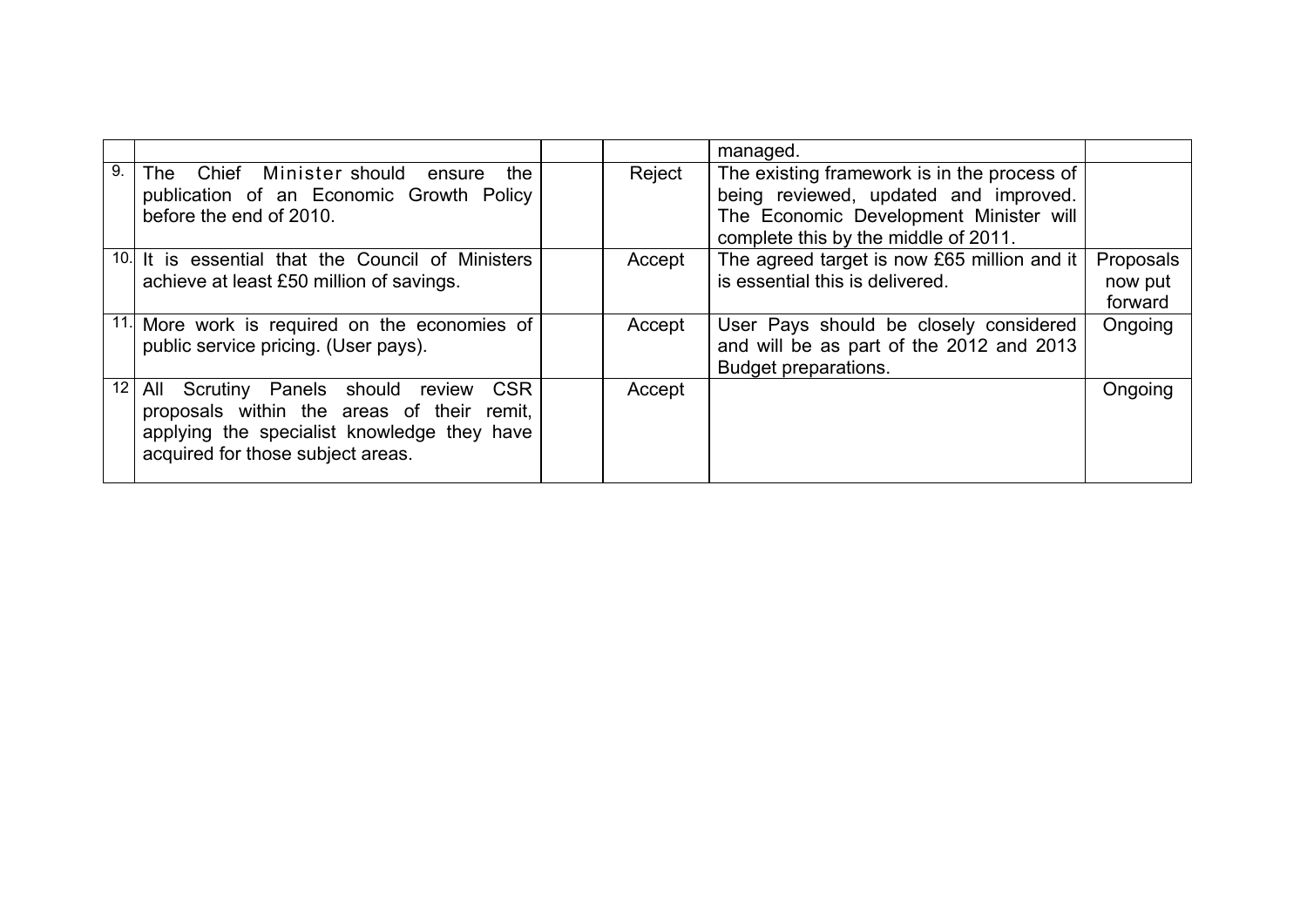| | | | | | |
|---|---|---|---|---|---|
| | | | | managed. | |
| 9. | The Chief Minister should ensure the publication of an Economic Growth Policy before the end of 2010. | | Reject | The existing framework is in the process of being reviewed, updated and improved. The Economic Development Minister will complete this by the middle of 2011. | |
| 10. | It is essential that the Council of Ministers achieve at least £50 million of savings. | | Accept | The agreed target is now £65 million and it is essential this is delivered. | Proposals now put forward |
| 11. | More work is required on the economies of public service pricing. (User pays). | | Accept | User Pays should be closely considered and will be as part of the 2012 and 2013 Budget preparations. | Ongoing |
| 12 | All Scrutiny Panels should review CSR proposals within the areas of their remit, applying the specialist knowledge they have acquired for those subject areas. | | Accept | | Ongoing |